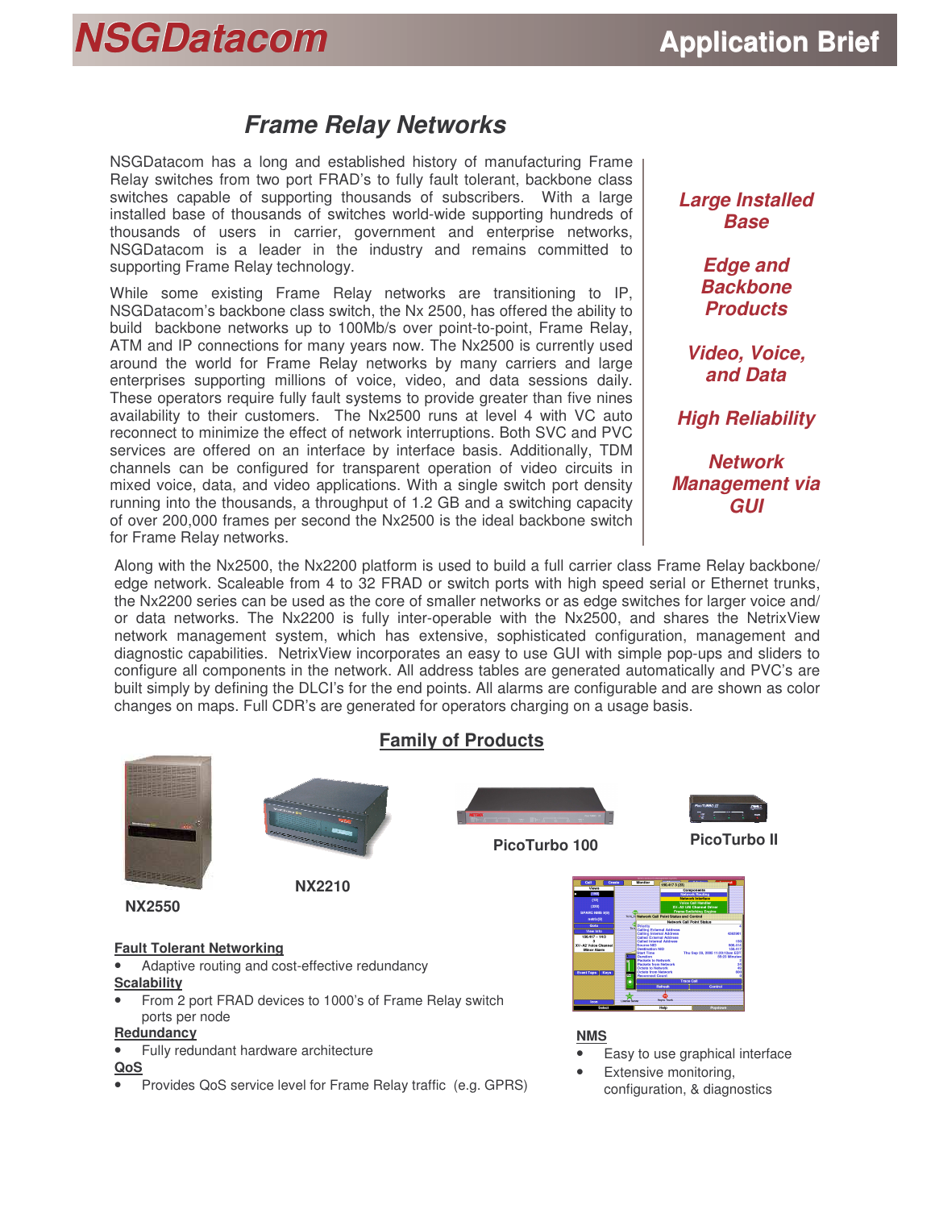NSGDatacom

Application Brief

# Frame Relay Networks

NSGDatacom has a long and established history of manufacturing Frame Relay switches from two port FRAD's to fully fault tolerant, backbone class switches capable of supporting thousands of subscribers. With a large installed base of thousands of switches world-wide supporting hundreds of thousands of users in carrier, government and enterprise networks, NSGDatacom is a leader in the industry and remains committed to supporting Frame Relay technology.

While some existing Frame Relay networks are transitioning to IP, NSGDatacom's backbone class switch, the Nx 2500, has offered the ability to build backbone networks up to 100Mb/s over point-to-point, Frame Relay, ATM and IP connections for many years now. The Nx2500 is currently used around the world for Frame Relay networks by many carriers and large enterprises supporting millions of voice, video, and data sessions daily. These operators require fully fault systems to provide greater than five nines availability to their customers. The Nx2500 runs at level 4 with VC auto reconnect to minimize the effect of network interruptions. Both SVC and PVC services are offered on an interface by interface basis. Additionally, TDM channels can be configured for transparent operation of video circuits in mixed voice, data, and video applications. With a single switch port density running into the thousands, a throughput of 1.2 GB and a switching capacity of over 200,000 frames per second the Nx2500 is the ideal backbone switch for Frame Relay networks.

***Large Installed Base***

***Edge and Backbone Products***

***Video, Voice, and Data***

***High Reliability***

***Network Management via GUI***

Along with the Nx2500, the Nx2200 platform is used to build a full carrier class Frame Relay backbone/ edge network. Scaleable from 4 to 32 FRAD or switch ports with high speed serial or Ethernet trunks, the Nx2200 series can be used as the core of smaller networks or as edge switches for larger voice and/ or data networks. The Nx2200 is fully inter-operable with the Nx2500, and shares the NetrixView network management system, which has extensive, sophisticated configuration, management and diagnostic capabilities. NetrixView incorporates an easy to use GUI with simple pop-ups and sliders to configure all components in the network. All address tables are generated automatically and PVC's are built simply by defining the DLCI's for the end points. All alarms are configurable and are shown as color changes on maps. Full CDR's are generated for operators charging on a usage basis.

## Family of Products

NX2550

NX2210

PicoTurbo 100

PicoTurbo II

**Fault Tolerant Networking**

- Adaptive routing and cost-effective redundancy

**Scalability**

- From 2 port FRAD devices to 1000's of Frame Relay switch ports per node

**Redundancy**

- Fully redundant hardware architecture

**QoS**

- Provides QoS service level for Frame Relay traffic (e.g. GPRS)

**NMS**

- Easy to use graphical interface
- Extensive monitoring, configuration, & diagnostics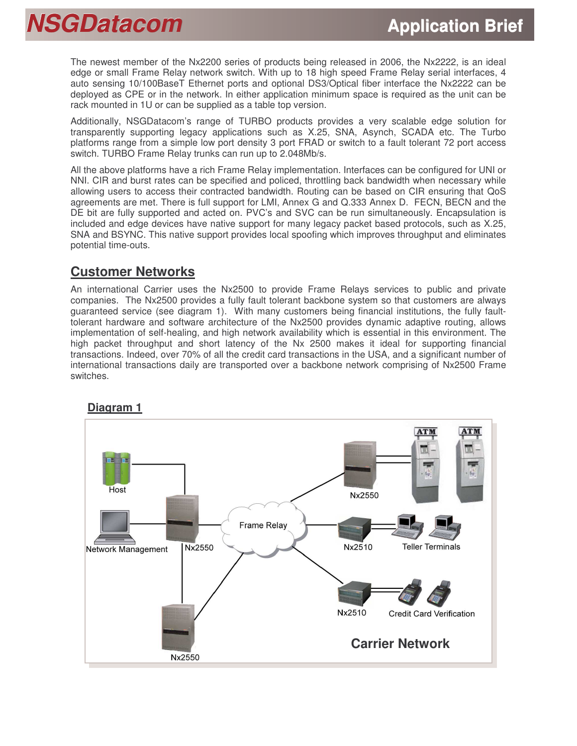The newest member of the Nx2200 series of products being released in 2006, the Nx2222, is an ideal edge or small Frame Relay network switch. With up to 18 high speed Frame Relay serial interfaces, 4 auto sensing 10/100BaseT Ethernet ports and optional DS3/Optical fiber interface the Nx2222 can be deployed as CPE or in the network. In either application minimum space is required as the unit can be rack mounted in 1U or can be supplied as a table top version.

Additionally, NSGDatacom's range of TURBO products provides a very scalable edge solution for transparently supporting legacy applications such as X.25, SNA, Asynch, SCADA etc. The Turbo platforms range from a simple low port density 3 port FRAD or switch to a fault tolerant 72 port access switch. TURBO Frame Relay trunks can run up to 2.048Mb/s.

All the above platforms have a rich Frame Relay implementation. Interfaces can be configured for UNI or NNI. CIR and burst rates can be specified and policed, throttling back bandwidth when necessary while allowing users to access their contracted bandwidth. Routing can be based on CIR ensuring that QoS agreements are met. There is full support for LMI, Annex G and Q.333 Annex D. FECN, BECN and the DE bit are fully supported and acted on. PVC's and SVC can be run simultaneously. Encapsulation is included and edge devices have native support for many legacy packet based protocols, such as X.25, SNA and BSYNC. This native support provides local spoofing which improves throughput and eliminates potential time-outs.

## Customer Networks

An international Carrier uses the Nx2500 to provide Frame Relays services to public and private companies. The Nx2500 provides a fully fault tolerant backbone system so that customers are always guaranteed service (see diagram 1). With many customers being financial institutions, the fully fault-tolerant hardware and software architecture of the Nx2500 provides dynamic adaptive routing, allows implementation of self-healing, and high network availability which is essential in this environment. The high packet throughput and short latency of the Nx 2500 makes it ideal for supporting financial transactions. Indeed, over 70% of all the credit card transactions in the USA, and a significant number of international transactions daily are transported over a backbone network comprising of Nx2500 Frame switches.

**Diagram 1**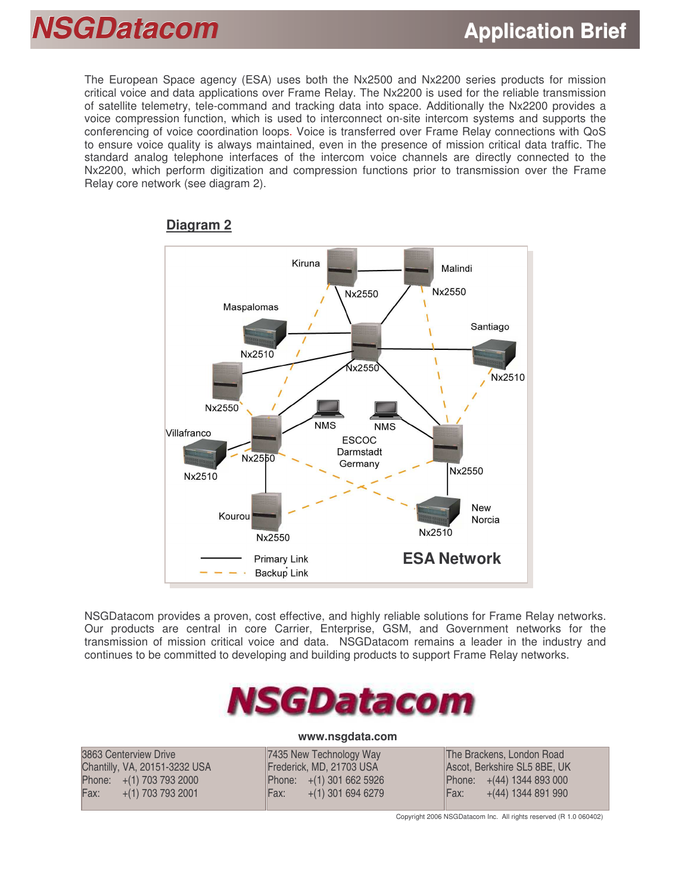The European Space agency (ESA) uses both the Nx2500 and Nx2200 series products for mission critical voice and data applications over Frame Relay. The Nx2200 is used for the reliable transmission of satellite telemetry, tele-command and tracking data into space. Additionally the Nx2200 provides a voice compression function, which is used to interconnect on-site intercom systems and supports the conferencing of voice coordination loops. Voice is transferred over Frame Relay connections with QoS to ensure voice quality is always maintained, even in the presence of mission critical data traffic. The standard analog telephone interfaces of the intercom voice channels are directly connected to the Nx2200, which perform digitization and compression functions prior to transmission over the Frame Relay core network (see diagram 2).

## Diagram 2

Kiruna
Nx2550
Malindi
Nx2550
Maspalomas
Nx2510
Santiago
Nx2510
Nx2550
Nx2550
Villafranco
Nx2510
Nx2550
NMS
NMS
ESCOC
Darmstadt
Germany
Nx2550
Kourou
Nx2550
New Norcia
Nx2510
Primary Link
Backup Link
ESA Network

NSGDatacom provides a proven, cost effective, and highly reliable solutions for Frame Relay networks. Our products are central in core Carrier, Enterprise, GSM, and Government networks for the transmission of mission critical voice and data. NSGDatacom remains a leader in the industry and continues to be committed to developing and building products to support Frame Relay networks.

**NSGDatacom**

**www.nsgdata.com**

| | | |
|---|---|---|
| 3863 Centerview Drive<br>Chantilly, VA, 20151-3232 USA<br>Phone: +(1) 703 793 2000<br>Fax: +(1) 703 793 2001 | 7435 New Technology Way<br>Frederick, MD, 21703 USA<br>Phone: +(1) 301 662 5926<br>Fax: +(1) 301 694 6279 | The Brackens, London Road<br>Ascot, Berkshire SL5 8BE, UK<br>Phone: +(44) 1344 893 000<br>Fax: +(44) 1344 891 990 |

Copyright 2006 NSGDatacom Inc. All rights reserved (R 1.0 060402)